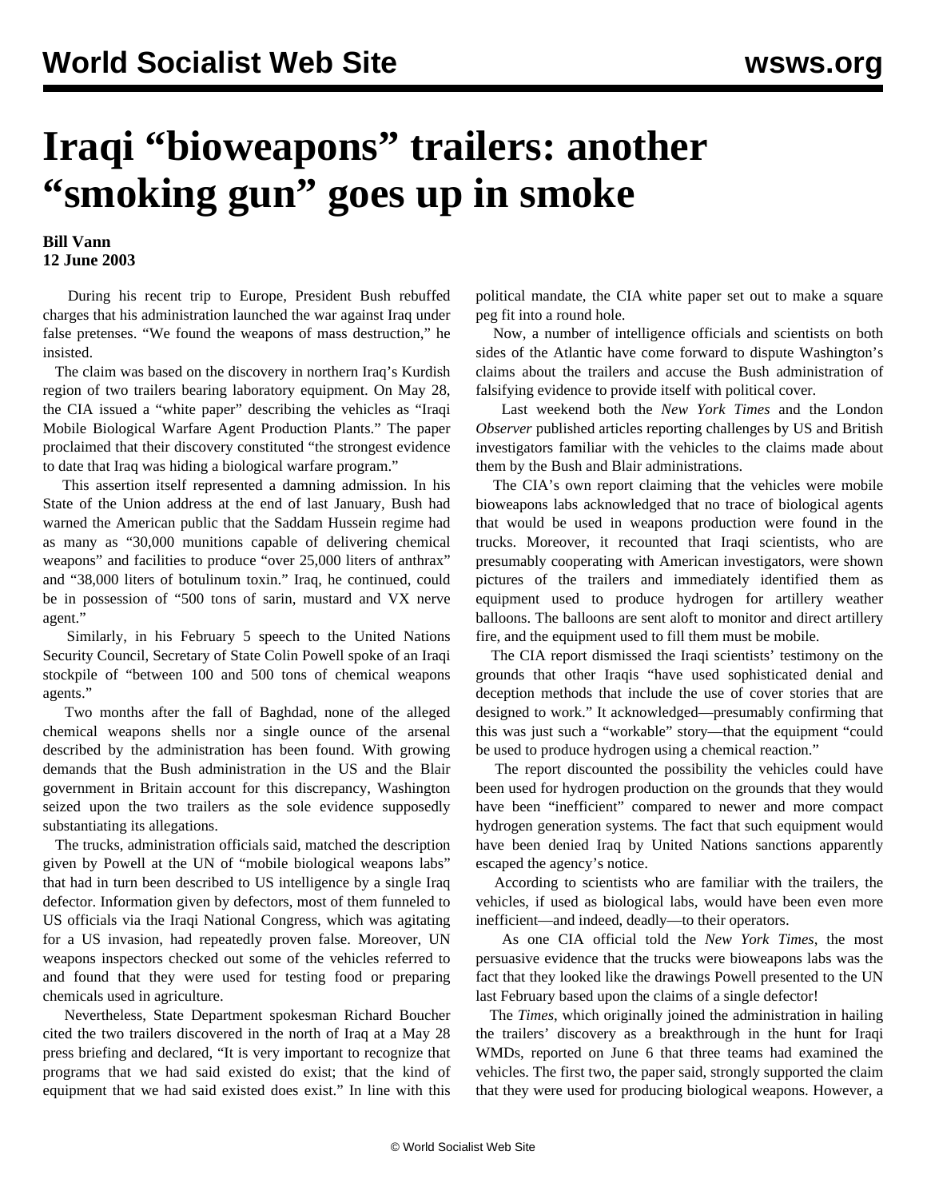# Iraqi "bioweapons" trailers: another "smoking gun" goes up in smoke

**Bill Vann**
**12 June 2003**

During his recent trip to Europe, President Bush rebuffed charges that his administration launched the war against Iraq under false pretenses. "We found the weapons of mass destruction," he insisted.

The claim was based on the discovery in northern Iraq's Kurdish region of two trailers bearing laboratory equipment. On May 28, the CIA issued a "white paper" describing the vehicles as "Iraqi Mobile Biological Warfare Agent Production Plants." The paper proclaimed that their discovery constituted "the strongest evidence to date that Iraq was hiding a biological warfare program."

This assertion itself represented a damning admission. In his State of the Union address at the end of last January, Bush had warned the American public that the Saddam Hussein regime had as many as "30,000 munitions capable of delivering chemical weapons" and facilities to produce "over 25,000 liters of anthrax" and "38,000 liters of botulinum toxin." Iraq, he continued, could be in possession of "500 tons of sarin, mustard and VX nerve agent."

Similarly, in his February 5 speech to the United Nations Security Council, Secretary of State Colin Powell spoke of an Iraqi stockpile of "between 100 and 500 tons of chemical weapons agents."

Two months after the fall of Baghdad, none of the alleged chemical weapons shells nor a single ounce of the arsenal described by the administration has been found. With growing demands that the Bush administration in the US and the Blair government in Britain account for this discrepancy, Washington seized upon the two trailers as the sole evidence supposedly substantiating its allegations.

The trucks, administration officials said, matched the description given by Powell at the UN of "mobile biological weapons labs" that had in turn been described to US intelligence by a single Iraq defector. Information given by defectors, most of them funneled to US officials via the Iraqi National Congress, which was agitating for a US invasion, had repeatedly proven false. Moreover, UN weapons inspectors checked out some of the vehicles referred to and found that they were used for testing food or preparing chemicals used in agriculture.

Nevertheless, State Department spokesman Richard Boucher cited the two trailers discovered in the north of Iraq at a May 28 press briefing and declared, "It is very important to recognize that programs that we had said existed do exist; that the kind of equipment that we had said existed does exist." In line with this political mandate, the CIA white paper set out to make a square peg fit into a round hole.

Now, a number of intelligence officials and scientists on both sides of the Atlantic have come forward to dispute Washington's claims about the trailers and accuse the Bush administration of falsifying evidence to provide itself with political cover.

Last weekend both the *New York Times* and the London *Observer* published articles reporting challenges by US and British investigators familiar with the vehicles to the claims made about them by the Bush and Blair administrations.

The CIA's own report claiming that the vehicles were mobile bioweapons labs acknowledged that no trace of biological agents that would be used in weapons production were found in the trucks. Moreover, it recounted that Iraqi scientists, who are presumably cooperating with American investigators, were shown pictures of the trailers and immediately identified them as equipment used to produce hydrogen for artillery weather balloons. The balloons are sent aloft to monitor and direct artillery fire, and the equipment used to fill them must be mobile.

The CIA report dismissed the Iraqi scientists' testimony on the grounds that other Iraqis "have used sophisticated denial and deception methods that include the use of cover stories that are designed to work." It acknowledged—presumably confirming that this was just such a "workable" story—that the equipment "could be used to produce hydrogen using a chemical reaction."

The report discounted the possibility the vehicles could have been used for hydrogen production on the grounds that they would have been "inefficient" compared to newer and more compact hydrogen generation systems. The fact that such equipment would have been denied Iraq by United Nations sanctions apparently escaped the agency's notice.

According to scientists who are familiar with the trailers, the vehicles, if used as biological labs, would have been even more inefficient—and indeed, deadly—to their operators.

As one CIA official told the *New York Times*, the most persuasive evidence that the trucks were bioweapons labs was the fact that they looked like the drawings Powell presented to the UN last February based upon the claims of a single defector!

The *Times*, which originally joined the administration in hailing the trailers' discovery as a breakthrough in the hunt for Iraqi WMDs, reported on June 6 that three teams had examined the vehicles. The first two, the paper said, strongly supported the claim that they were used for producing biological weapons. However, a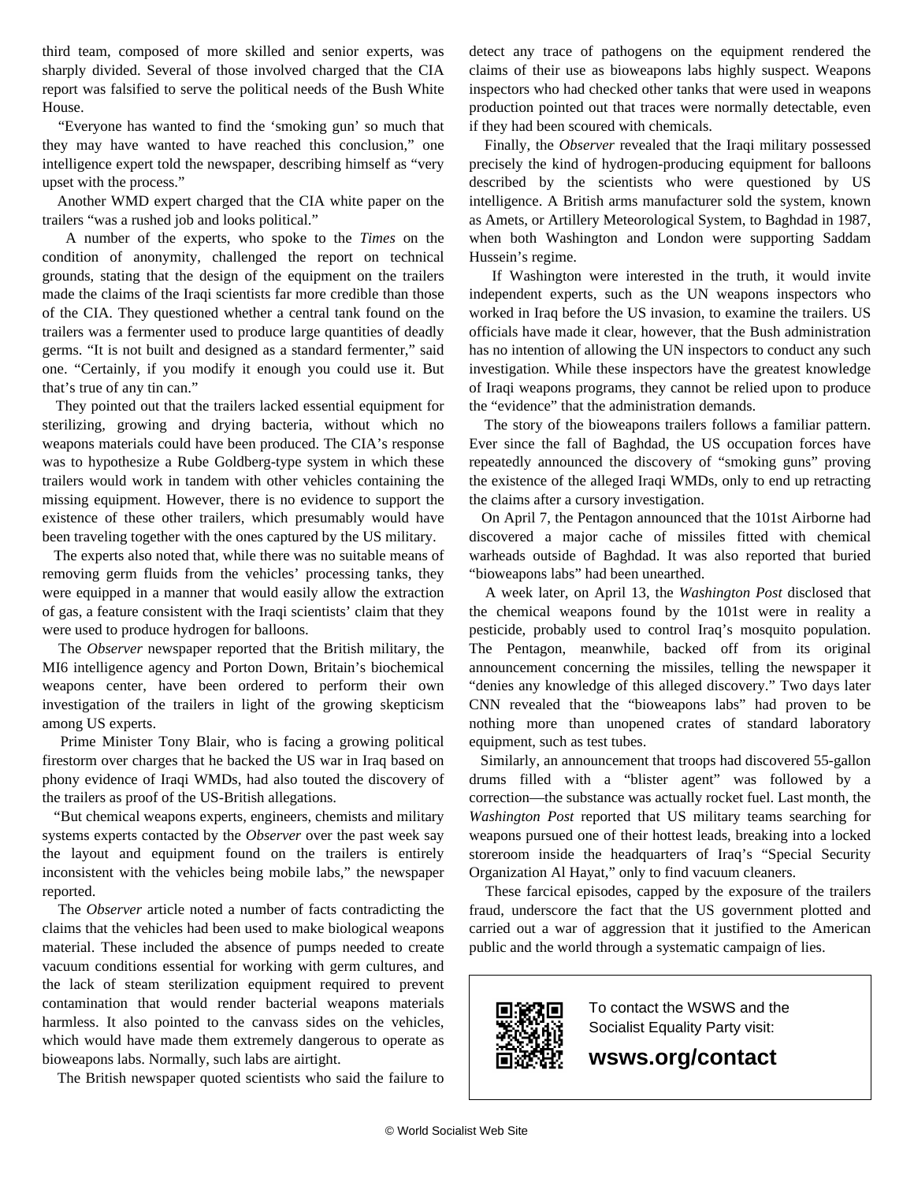third team, composed of more skilled and senior experts, was sharply divided. Several of those involved charged that the CIA report was falsified to serve the political needs of the Bush White House.

"Everyone has wanted to find the 'smoking gun' so much that they may have wanted to have reached this conclusion," one intelligence expert told the newspaper, describing himself as "very upset with the process."

Another WMD expert charged that the CIA white paper on the trailers "was a rushed job and looks political."

A number of the experts, who spoke to the *Times* on the condition of anonymity, challenged the report on technical grounds, stating that the design of the equipment on the trailers made the claims of the Iraqi scientists far more credible than those of the CIA. They questioned whether a central tank found on the trailers was a fermenter used to produce large quantities of deadly germs. "It is not built and designed as a standard fermenter," said one. "Certainly, if you modify it enough you could use it. But that's true of any tin can."

They pointed out that the trailers lacked essential equipment for sterilizing, growing and drying bacteria, without which no weapons materials could have been produced. The CIA's response was to hypothesize a Rube Goldberg-type system in which these trailers would work in tandem with other vehicles containing the missing equipment. However, there is no evidence to support the existence of these other trailers, which presumably would have been traveling together with the ones captured by the US military.

The experts also noted that, while there was no suitable means of removing germ fluids from the vehicles' processing tanks, they were equipped in a manner that would easily allow the extraction of gas, a feature consistent with the Iraqi scientists' claim that they were used to produce hydrogen for balloons.

The *Observer* newspaper reported that the British military, the MI6 intelligence agency and Porton Down, Britain's biochemical weapons center, have been ordered to perform their own investigation of the trailers in light of the growing skepticism among US experts.

Prime Minister Tony Blair, who is facing a growing political firestorm over charges that he backed the US war in Iraq based on phony evidence of Iraqi WMDs, had also touted the discovery of the trailers as proof of the US-British allegations.

"But chemical weapons experts, engineers, chemists and military systems experts contacted by the *Observer* over the past week say the layout and equipment found on the trailers is entirely inconsistent with the vehicles being mobile labs," the newspaper reported.

The *Observer* article noted a number of facts contradicting the claims that the vehicles had been used to make biological weapons material. These included the absence of pumps needed to create vacuum conditions essential for working with germ cultures, and the lack of steam sterilization equipment required to prevent contamination that would render bacterial weapons materials harmless. It also pointed to the canvass sides on the vehicles, which would have made them extremely dangerous to operate as bioweapons labs. Normally, such labs are airtight.

The British newspaper quoted scientists who said the failure to detect any trace of pathogens on the equipment rendered the claims of their use as bioweapons labs highly suspect. Weapons inspectors who had checked other tanks that were used in weapons production pointed out that traces were normally detectable, even if they had been scoured with chemicals.

Finally, the *Observer* revealed that the Iraqi military possessed precisely the kind of hydrogen-producing equipment for balloons described by the scientists who were questioned by US intelligence. A British arms manufacturer sold the system, known as Amets, or Artillery Meteorological System, to Baghdad in 1987, when both Washington and London were supporting Saddam Hussein's regime.

If Washington were interested in the truth, it would invite independent experts, such as the UN weapons inspectors who worked in Iraq before the US invasion, to examine the trailers. US officials have made it clear, however, that the Bush administration has no intention of allowing the UN inspectors to conduct any such investigation. While these inspectors have the greatest knowledge of Iraqi weapons programs, they cannot be relied upon to produce the "evidence" that the administration demands.

The story of the bioweapons trailers follows a familiar pattern. Ever since the fall of Baghdad, the US occupation forces have repeatedly announced the discovery of "smoking guns" proving the existence of the alleged Iraqi WMDs, only to end up retracting the claims after a cursory investigation.

On April 7, the Pentagon announced that the 101st Airborne had discovered a major cache of missiles fitted with chemical warheads outside of Baghdad. It was also reported that buried "bioweapons labs" had been unearthed.

A week later, on April 13, the *Washington Post* disclosed that the chemical weapons found by the 101st were in reality a pesticide, probably used to control Iraq's mosquito population. The Pentagon, meanwhile, backed off from its original announcement concerning the missiles, telling the newspaper it "denies any knowledge of this alleged discovery." Two days later CNN revealed that the "bioweapons labs" had proven to be nothing more than unopened crates of standard laboratory equipment, such as test tubes.

Similarly, an announcement that troops had discovered 55-gallon drums filled with a "blister agent" was followed by a correction—the substance was actually rocket fuel. Last month, the *Washington Post* reported that US military teams searching for weapons pursued one of their hottest leads, breaking into a locked storeroom inside the headquarters of Iraq's "Special Security Organization Al Hayat," only to find vacuum cleaners.

These farcical episodes, capped by the exposure of the trailers fraud, underscore the fact that the US government plotted and carried out a war of aggression that it justified to the American public and the world through a systematic campaign of lies.

To contact the WSWS and the Socialist Equality Party visit:

**wsws.org/contact**